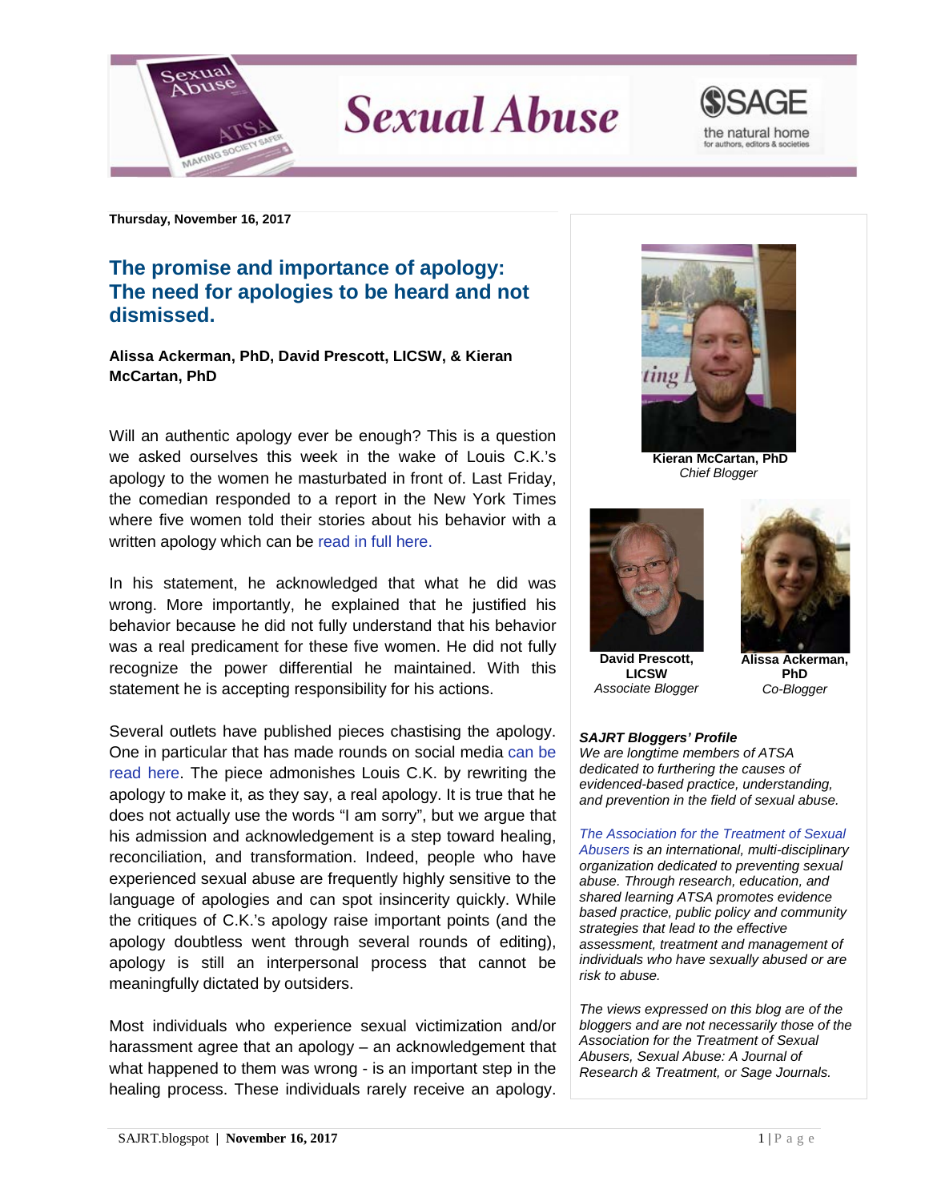Thursday, November 16, 2017

## The promise and importance of apology: The need for apologies to be heard and not dismissed.

**Alissa Ackerman, PhD, David Prescott, LICSW, & Kieran McCartan, PhD**

Will an authentic apology ever be enough? This is a question we asked ourselves this week in the wake of Louis C.K.'s apology to the women he masturbated in front of. Last Friday, the comedian responded to a report in the New York Times where five women told their stories about his behavior with a written apology which can be read in full here.

In his statement, he acknowledged that what he did was wrong. More importantly, he explained that he justified his behavior because he did not fully understand that his behavior was a real predicament for these five women. He did not fully recognize the power differential he maintained. With this statement he is accepting responsibility for his actions.

Several outlets have published pieces chastising the apology. One in particular that has made rounds on social media can be read here. The piece admonishes Louis C.K. by rewriting the apology to make it, as they say, a real apology. It is true that he does not actually use the words "I am sorry", but we argue that his admission and acknowledgement is a step toward healing, reconciliation, and transformation. Indeed, people who have experienced sexual abuse are frequently highly sensitive to the language of apologies and can spot insincerity quickly. While the critiques of C.K.'s apology raise important points (and the apology doubtless went through several rounds of editing), apology is still an interpersonal process that cannot be meaningfully dictated by outsiders.

Most individuals who experience sexual victimization and/or harassment agree that an apology – an acknowledgement that what happened to them was wrong - is an important step in the healing process. These individuals rarely receive an apology.

**Kieran McCartan, PhD**
*Chief Blogger*

**David Prescott, LICSW**
*Associate Blogger*

**Alissa Ackerman, PhD**
*Co-Blogger*

***SAJRT Bloggers' Profile***
*We are longtime members of ATSA dedicated to furthering the causes of evidenced-based practice, understanding, and prevention in the field of sexual abuse.*

*The Association for the Treatment of Sexual Abusers is an international, multi-disciplinary organization dedicated to preventing sexual abuse. Through research, education, and shared learning ATSA promotes evidence based practice, public policy and community strategies that lead to the effective assessment, treatment and management of individuals who have sexually abused or are risk to abuse.*

*The views expressed on this blog are of the bloggers and are not necessarily those of the Association for the Treatment of Sexual Abusers, Sexual Abuse: A Journal of Research & Treatment, or Sage Journals.*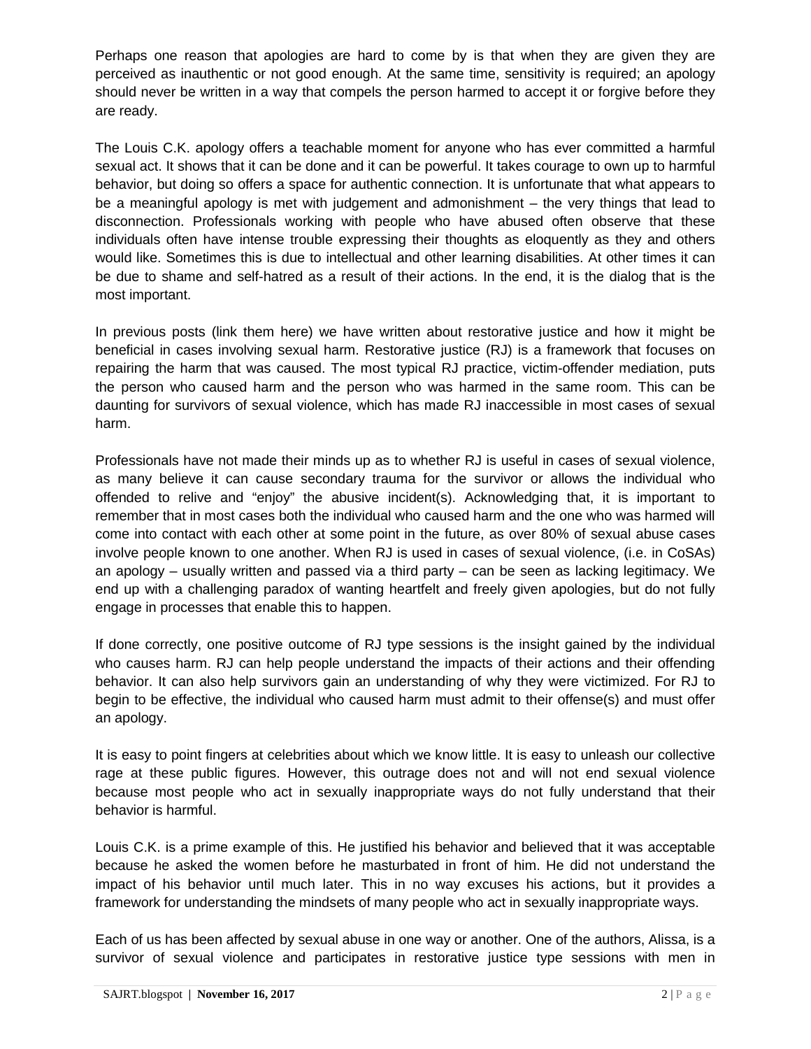Perhaps one reason that apologies are hard to come by is that when they are given they are perceived as inauthentic or not good enough. At the same time, sensitivity is required; an apology should never be written in a way that compels the person harmed to accept it or forgive before they are ready.

The Louis C.K. apology offers a teachable moment for anyone who has ever committed a harmful sexual act. It shows that it can be done and it can be powerful. It takes courage to own up to harmful behavior, but doing so offers a space for authentic connection. It is unfortunate that what appears to be a meaningful apology is met with judgement and admonishment – the very things that lead to disconnection. Professionals working with people who have abused often observe that these individuals often have intense trouble expressing their thoughts as eloquently as they and others would like. Sometimes this is due to intellectual and other learning disabilities. At other times it can be due to shame and self-hatred as a result of their actions. In the end, it is the dialog that is the most important.

In previous posts (link them here) we have written about restorative justice and how it might be beneficial in cases involving sexual harm. Restorative justice (RJ) is a framework that focuses on repairing the harm that was caused. The most typical RJ practice, victim-offender mediation, puts the person who caused harm and the person who was harmed in the same room. This can be daunting for survivors of sexual violence, which has made RJ inaccessible in most cases of sexual harm.

Professionals have not made their minds up as to whether RJ is useful in cases of sexual violence, as many believe it can cause secondary trauma for the survivor or allows the individual who offended to relive and "enjoy" the abusive incident(s). Acknowledging that, it is important to remember that in most cases both the individual who caused harm and the one who was harmed will come into contact with each other at some point in the future, as over 80% of sexual abuse cases involve people known to one another. When RJ is used in cases of sexual violence, (i.e. in CoSAs) an apology – usually written and passed via a third party – can be seen as lacking legitimacy. We end up with a challenging paradox of wanting heartfelt and freely given apologies, but do not fully engage in processes that enable this to happen.

If done correctly, one positive outcome of RJ type sessions is the insight gained by the individual who causes harm. RJ can help people understand the impacts of their actions and their offending behavior. It can also help survivors gain an understanding of why they were victimized. For RJ to begin to be effective, the individual who caused harm must admit to their offense(s) and must offer an apology.

It is easy to point fingers at celebrities about which we know little. It is easy to unleash our collective rage at these public figures. However, this outrage does not and will not end sexual violence because most people who act in sexually inappropriate ways do not fully understand that their behavior is harmful.

Louis C.K. is a prime example of this. He justified his behavior and believed that it was acceptable because he asked the women before he masturbated in front of him. He did not understand the impact of his behavior until much later. This in no way excuses his actions, but it provides a framework for understanding the mindsets of many people who act in sexually inappropriate ways.

Each of us has been affected by sexual abuse in one way or another. One of the authors, Alissa, is a survivor of sexual violence and participates in restorative justice type sessions with men in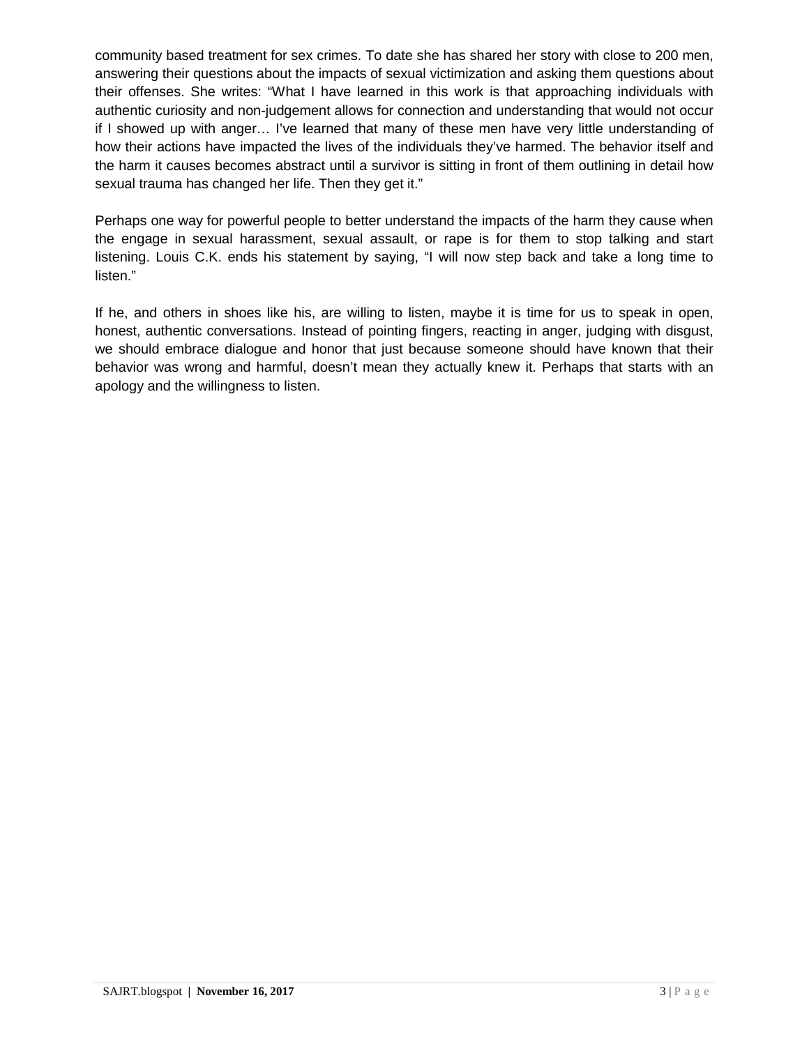community based treatment for sex crimes. To date she has shared her story with close to 200 men, answering their questions about the impacts of sexual victimization and asking them questions about their offenses. She writes: "What I have learned in this work is that approaching individuals with authentic curiosity and non-judgement allows for connection and understanding that would not occur if I showed up with anger… I've learned that many of these men have very little understanding of how their actions have impacted the lives of the individuals they've harmed. The behavior itself and the harm it causes becomes abstract until a survivor is sitting in front of them outlining in detail how sexual trauma has changed her life. Then they get it."

Perhaps one way for powerful people to better understand the impacts of the harm they cause when the engage in sexual harassment, sexual assault, or rape is for them to stop talking and start listening. Louis C.K. ends his statement by saying, "I will now step back and take a long time to listen."

If he, and others in shoes like his, are willing to listen, maybe it is time for us to speak in open, honest, authentic conversations. Instead of pointing fingers, reacting in anger, judging with disgust, we should embrace dialogue and honor that just because someone should have known that their behavior was wrong and harmful, doesn't mean they actually knew it. Perhaps that starts with an apology and the willingness to listen.